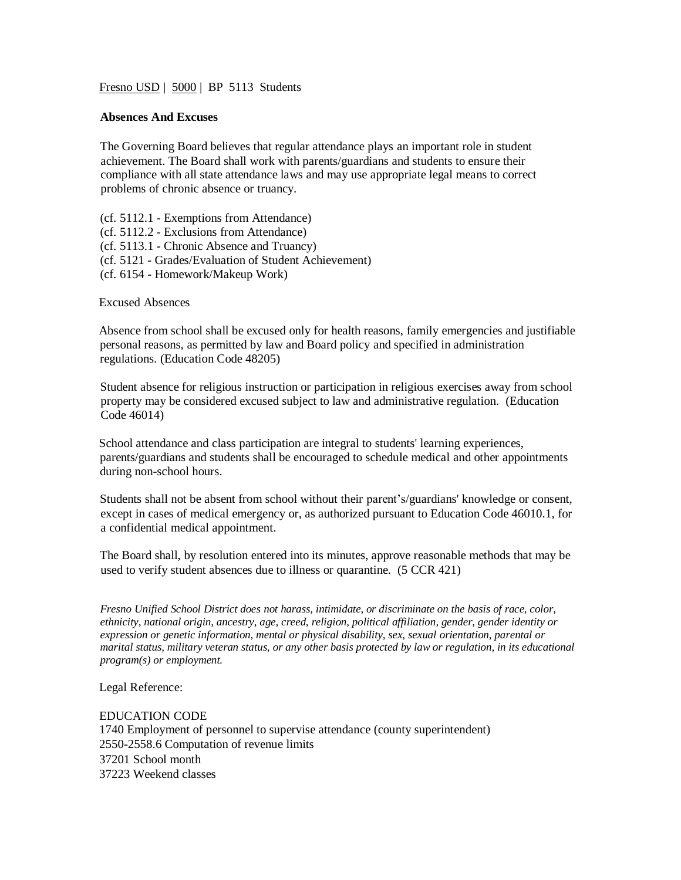Fresno USD | 5000 | BP 5113 Students

**Absences And Excuses**

The Governing Board believes that regular attendance plays an important role in student achievement. The Board shall work with parents/guardians and students to ensure their compliance with all state attendance laws and may use appropriate legal means to correct problems of chronic absence or truancy.

(cf. 5112.1 - Exemptions from Attendance)
(cf. 5112.2 - Exclusions from Attendance)
(cf. 5113.1 - Chronic Absence and Truancy)
(cf. 5121 - Grades/Evaluation of Student Achievement)
(cf. 6154 - Homework/Makeup Work)

Excused Absences

Absence from school shall be excused only for health reasons, family emergencies and justifiable personal reasons, as permitted by law and Board policy and specified in administration regulations. (Education Code 48205)

Student absence for religious instruction or participation in religious exercises away from school property may be considered excused subject to law and administrative regulation. (Education Code 46014)

School attendance and class participation are integral to students' learning experiences, parents/guardians and students shall be encouraged to schedule medical and other appointments during non-school hours.

Students shall not be absent from school without their parent's/guardians' knowledge or consent, except in cases of medical emergency or, as authorized pursuant to Education Code 46010.1, for a confidential medical appointment.

The Board shall, by resolution entered into its minutes, approve reasonable methods that may be used to verify student absences due to illness or quarantine. (5 CCR 421)

*Fresno Unified School District does not harass, intimidate, or discriminate on the basis of race, color, ethnicity, national origin, ancestry, age, creed, religion, political affiliation, gender, gender identity or expression or genetic information, mental or physical disability, sex, sexual orientation, parental or marital status, military veteran status, or any other basis protected by law or regulation, in its educational program(s) or employment.*

Legal Reference:

EDUCATION CODE
1740 Employment of personnel to supervise attendance (county superintendent)
2550-2558.6 Computation of revenue limits
37201 School month
37223 Weekend classes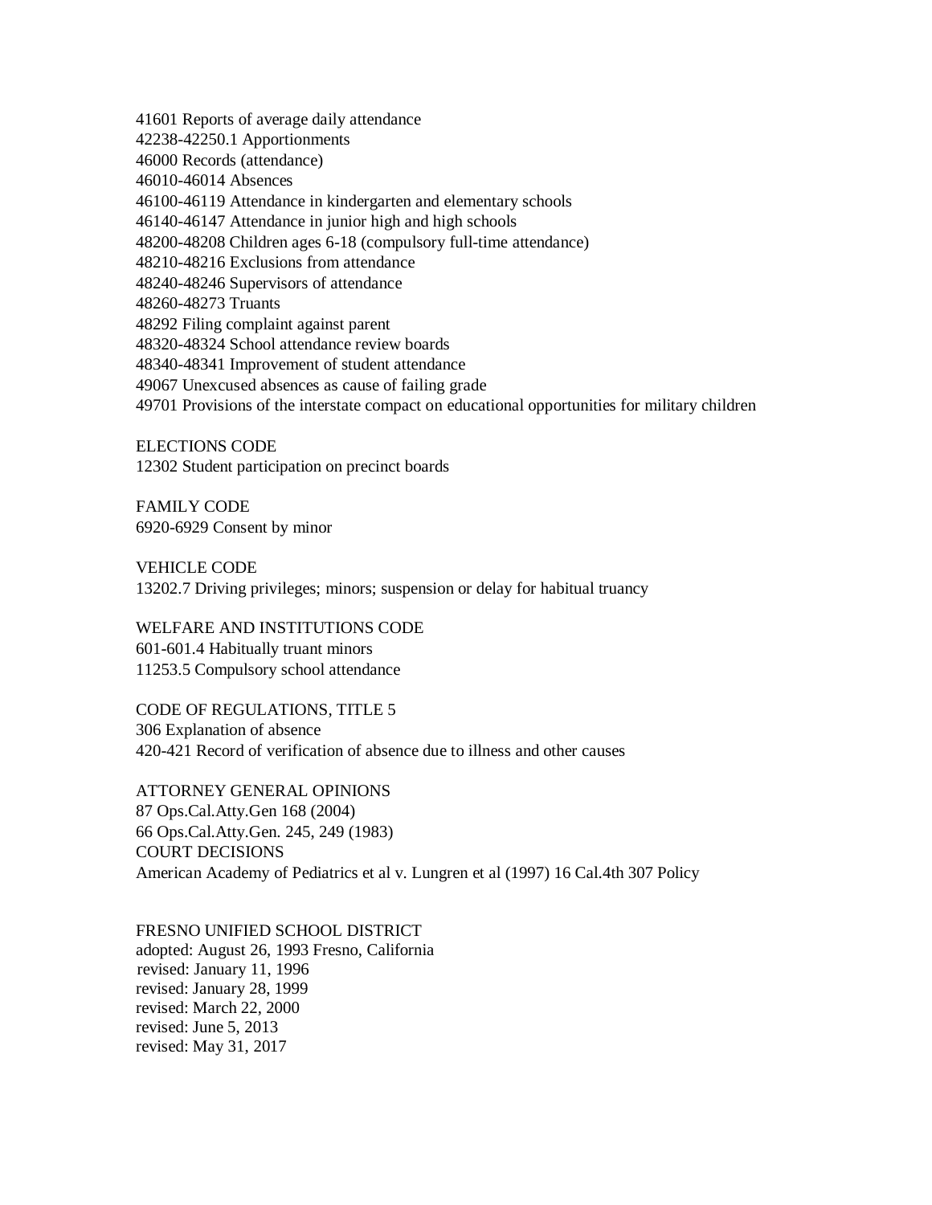41601 Reports of average daily attendance
42238-42250.1 Apportionments
46000 Records (attendance)
46010-46014 Absences
46100-46119 Attendance in kindergarten and elementary schools
46140-46147 Attendance in junior high and high schools
48200-48208 Children ages 6-18 (compulsory full-time attendance)
48210-48216 Exclusions from attendance
48240-48246 Supervisors of attendance
48260-48273 Truants
48292 Filing complaint against parent
48320-48324 School attendance review boards
48340-48341 Improvement of student attendance
49067 Unexcused absences as cause of failing grade
49701 Provisions of the interstate compact on educational opportunities for military children

ELECTIONS CODE
12302 Student participation on precinct boards

FAMILY CODE
6920-6929 Consent by minor

VEHICLE CODE
13202.7 Driving privileges; minors; suspension or delay for habitual truancy

WELFARE AND INSTITUTIONS CODE
601-601.4 Habitually truant minors
11253.5 Compulsory school attendance

CODE OF REGULATIONS, TITLE 5
306 Explanation of absence
420-421 Record of verification of absence due to illness and other causes

ATTORNEY GENERAL OPINIONS
87 Ops.Cal.Atty.Gen 168 (2004)
66 Ops.Cal.Atty.Gen. 245, 249 (1983)
COURT DECISIONS
American Academy of Pediatrics et al v. Lungren et al (1997) 16 Cal.4th 307 Policy

FRESNO UNIFIED SCHOOL DISTRICT
adopted: August 26, 1993 Fresno, California
revised: January 11, 1996
revised: January 28, 1999
revised: March 22, 2000
revised: June 5, 2013
revised: May 31, 2017